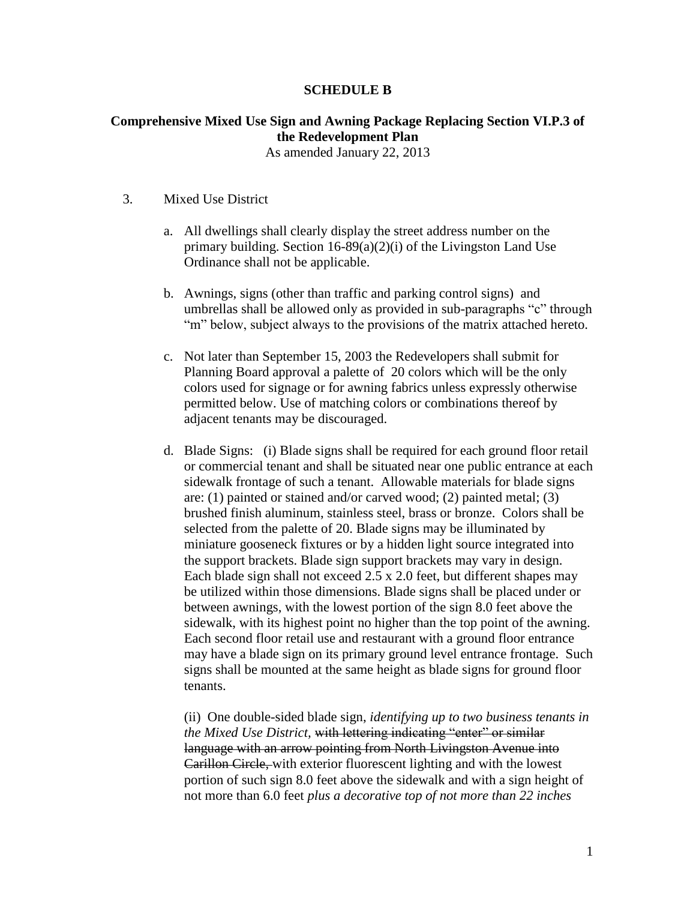# SCHEDULE B

## Comprehensive Mixed Use Sign and Awning Package Replacing Section VI.P.3 of the Redevelopment Plan

As amended January 22, 2013

3. Mixed Use District

   a. All dwellings shall clearly display the street address number on the primary building. Section 16-89(a)(2)(i) of the Livingston Land Use Ordinance shall not be applicable.

   b. Awnings, signs (other than traffic and parking control signs) and umbrellas shall be allowed only as provided in sub-paragraphs "c" through "m" below, subject always to the provisions of the matrix attached hereto.

   c. Not later than September 15, 2003 the Redevelopers shall submit for Planning Board approval a palette of 20 colors which will be the only colors used for signage or for awning fabrics unless expressly otherwise permitted below. Use of matching colors or combinations thereof by adjacent tenants may be discouraged.

   d. Blade Signs: (i) Blade signs shall be required for each ground floor retail or commercial tenant and shall be situated near one public entrance at each sidewalk frontage of such a tenant. Allowable materials for blade signs are: (1) painted or stained and/or carved wood; (2) painted metal; (3) brushed finish aluminum, stainless steel, brass or bronze. Colors shall be selected from the palette of 20. Blade signs may be illuminated by miniature gooseneck fixtures or by a hidden light source integrated into the support brackets. Blade sign support brackets may vary in design. Each blade sign shall not exceed 2.5 x 2.0 feet, but different shapes may be utilized within those dimensions. Blade signs shall be placed under or between awnings, with the lowest portion of the sign 8.0 feet above the sidewalk, with its highest point no higher than the top point of the awning. Each second floor retail use and restaurant with a ground floor entrance may have a blade sign on its primary ground level entrance frontage. Such signs shall be mounted at the same height as blade signs for ground floor tenants.

      (ii) One double-sided blade sign, *identifying up to two business tenants in the Mixed Use District*, ~~with lettering indicating "enter" or similar language with an arrow pointing from North Livingston Avenue into Carillon Circle,~~ with exterior fluorescent lighting and with the lowest portion of such sign 8.0 feet above the sidewalk and with a sign height of not more than 6.0 feet *plus a decorative top of not more than 22 inches*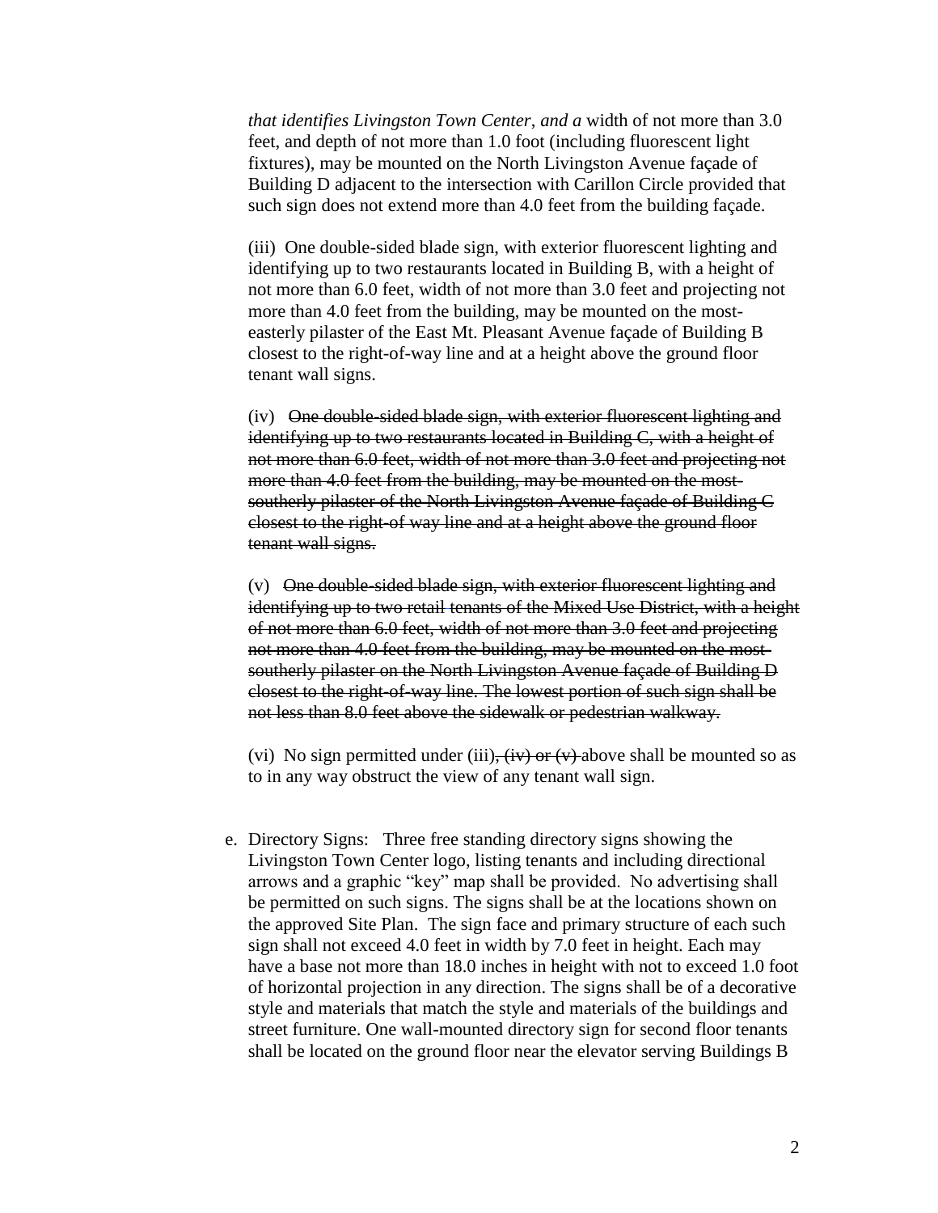*that identifies Livingston Town Center, and a* width of not more than 3.0 feet, and depth of not more than 1.0 foot (including fluorescent light fixtures), may be mounted on the North Livingston Avenue façade of Building D adjacent to the intersection with Carillon Circle provided that such sign does not extend more than 4.0 feet from the building façade.

(iii) One double-sided blade sign, with exterior fluorescent lighting and identifying up to two restaurants located in Building B, with a height of not more than 6.0 feet, width of not more than 3.0 feet and projecting not more than 4.0 feet from the building, may be mounted on the most-easterly pilaster of the East Mt. Pleasant Avenue façade of Building B closest to the right-of-way line and at a height above the ground floor tenant wall signs.

(iv) ~~One double-sided blade sign, with exterior fluorescent lighting and identifying up to two restaurants located in Building C, with a height of not more than 6.0 feet, width of not more than 3.0 feet and projecting not more than 4.0 feet from the building, may be mounted on the most-southerly pilaster of the North Livingston Avenue façade of Building C closest to the right-of way line and at a height above the ground floor tenant wall signs.~~

(v) ~~One double-sided blade sign, with exterior fluorescent lighting and identifying up to two retail tenants of the Mixed Use District, with a height of not more than 6.0 feet, width of not more than 3.0 feet and projecting not more than 4.0 feet from the building, may be mounted on the most-southerly pilaster on the North Livingston Avenue façade of Building D closest to the right-of-way line. The lowest portion of such sign shall be not less than 8.0 feet above the sidewalk or pedestrian walkway.~~

(vi) No sign permitted under (iii)~~, (iv) or (v)~~ above shall be mounted so as to in any way obstruct the view of any tenant wall sign.

e. Directory Signs: Three free standing directory signs showing the Livingston Town Center logo, listing tenants and including directional arrows and a graphic "key" map shall be provided. No advertising shall be permitted on such signs. The signs shall be at the locations shown on the approved Site Plan. The sign face and primary structure of each such sign shall not exceed 4.0 feet in width by 7.0 feet in height. Each may have a base not more than 18.0 inches in height with not to exceed 1.0 foot of horizontal projection in any direction. The signs shall be of a decorative style and materials that match the style and materials of the buildings and street furniture. One wall-mounted directory sign for second floor tenants shall be located on the ground floor near the elevator serving Buildings B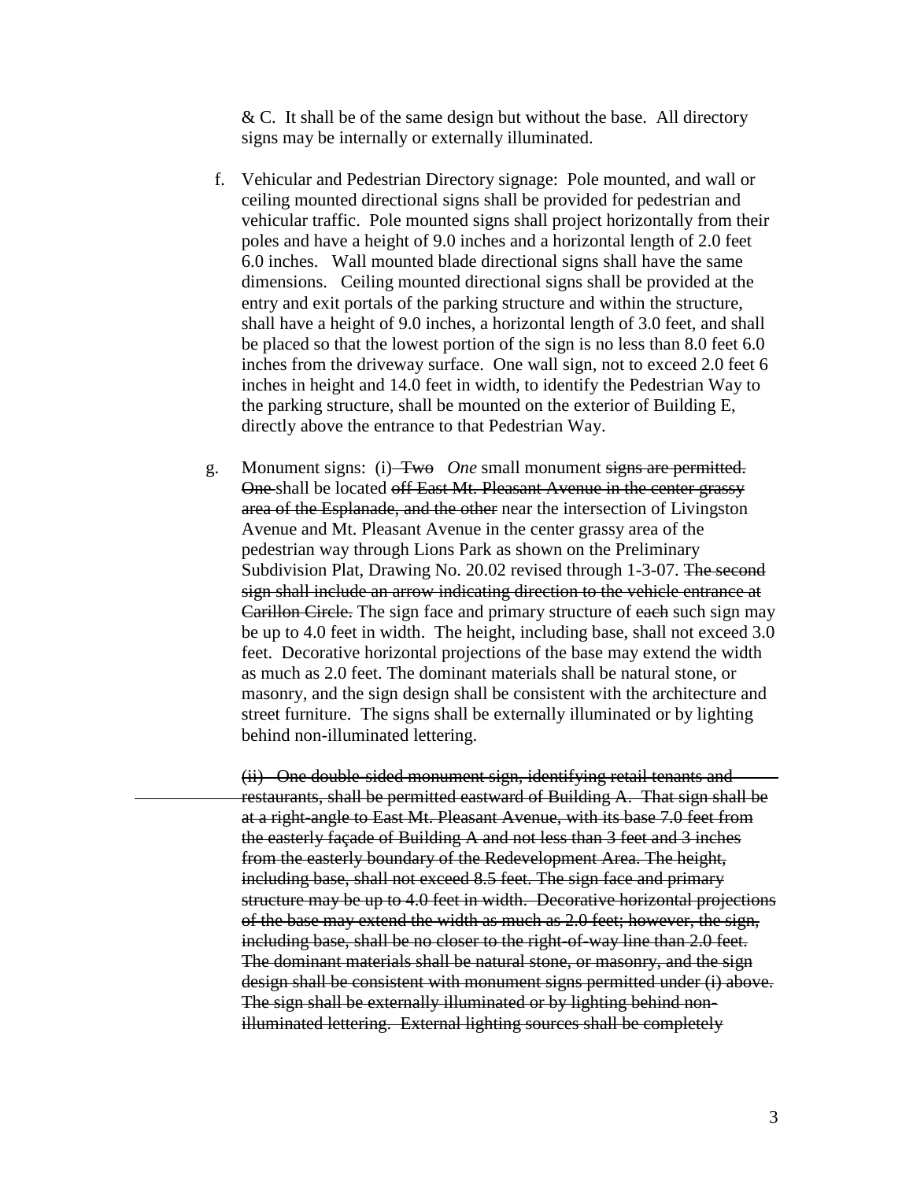& C. It shall be of the same design but without the base. All directory signs may be internally or externally illuminated.

f. Vehicular and Pedestrian Directory signage: Pole mounted, and wall or ceiling mounted directional signs shall be provided for pedestrian and vehicular traffic. Pole mounted signs shall project horizontally from their poles and have a height of 9.0 inches and a horizontal length of 2.0 feet 6.0 inches. Wall mounted blade directional signs shall have the same dimensions. Ceiling mounted directional signs shall be provided at the entry and exit portals of the parking structure and within the structure, shall have a height of 9.0 inches, a horizontal length of 3.0 feet, and shall be placed so that the lowest portion of the sign is no less than 8.0 feet 6.0 inches from the driveway surface. One wall sign, not to exceed 2.0 feet 6 inches in height and 14.0 feet in width, to identify the Pedestrian Way to the parking structure, shall be mounted on the exterior of Building E, directly above the entrance to that Pedestrian Way.

g. Monument signs: (i) ~~Two~~ *One* small monument ~~signs are permitted. One~~ shall be located ~~off East Mt. Pleasant Avenue in the center grassy area of the Esplanade, and the other~~ near the intersection of Livingston Avenue and Mt. Pleasant Avenue in the center grassy area of the pedestrian way through Lions Park as shown on the Preliminary Subdivision Plat, Drawing No. 20.02 revised through 1-3-07. ~~The second sign shall include an arrow indicating direction to the vehicle entrance at Carillon Circle.~~ The sign face and primary structure of ~~each~~ such sign may be up to 4.0 feet in width. The height, including base, shall not exceed 3.0 feet. Decorative horizontal projections of the base may extend the width as much as 2.0 feet. The dominant materials shall be natural stone, or masonry, and the sign design shall be consistent with the architecture and street furniture. The signs shall be externally illuminated or by lighting behind non-illuminated lettering.

~~(ii) One double-sided monument sign, identifying retail tenants and restaurants, shall be permitted eastward of Building A. That sign shall be at a right-angle to East Mt. Pleasant Avenue, with its base 7.0 feet from the easterly façade of Building A and not less than 3 feet and 3 inches from the easterly boundary of the Redevelopment Area. The height, including base, shall not exceed 8.5 feet. The sign face and primary structure may be up to 4.0 feet in width. Decorative horizontal projections of the base may extend the width as much as 2.0 feet; however, the sign, including base, shall be no closer to the right-of-way line than 2.0 feet. The dominant materials shall be natural stone, or masonry, and the sign design shall be consistent with monument signs permitted under (i) above. The sign shall be externally illuminated or by lighting behind non-illuminated lettering. External lighting sources shall be completely~~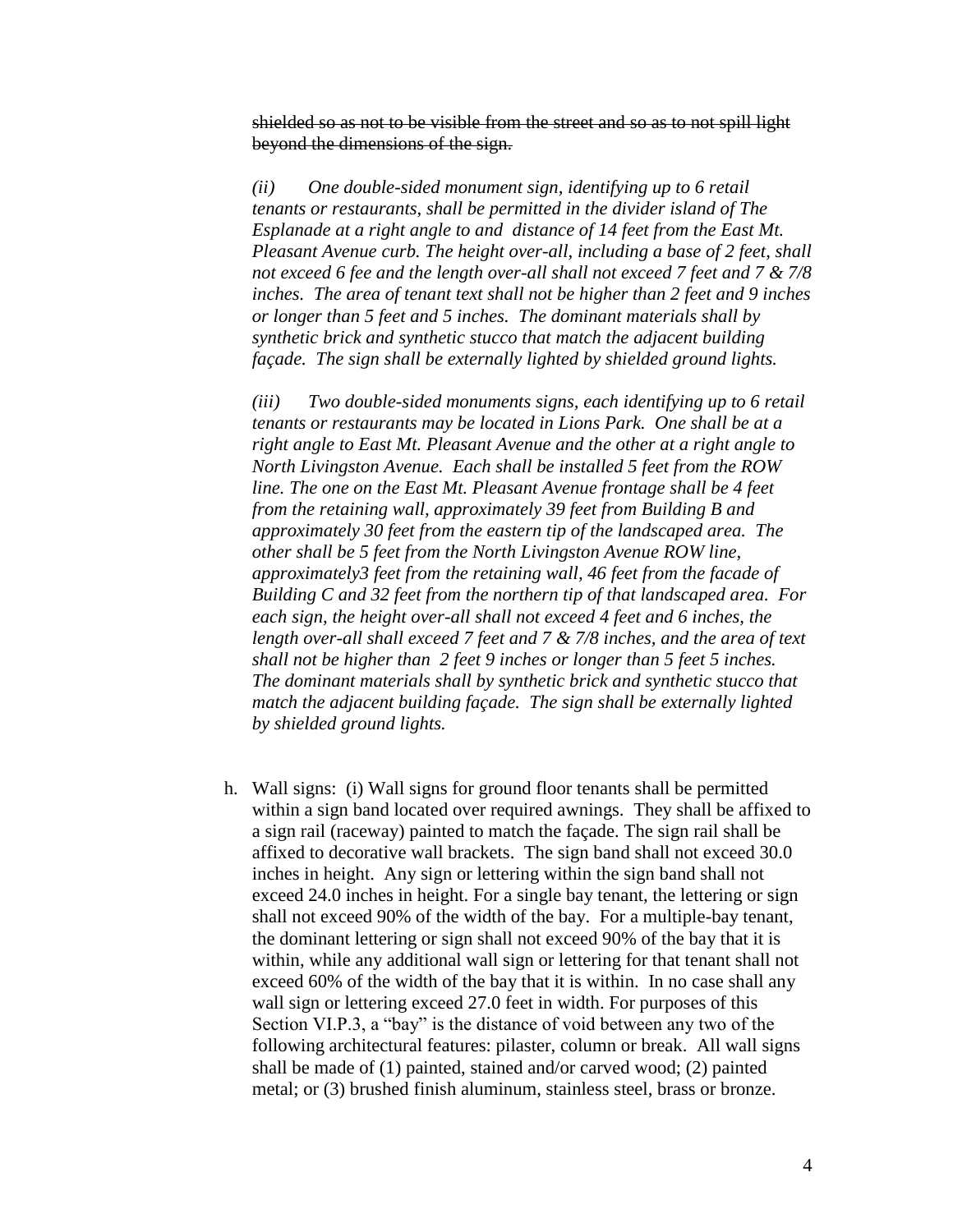~~shielded so as not to be visible from the street and so as to not spill light beyond the dimensions of the sign.~~

*(ii) One double-sided monument sign, identifying up to 6 retail tenants or restaurants, shall be permitted in the divider island of The Esplanade at a right angle to and distance of 14 feet from the East Mt. Pleasant Avenue curb. The height over-all, including a base of 2 feet, shall not exceed 6 fee and the length over-all shall not exceed 7 feet and 7 & 7/8 inches. The area of tenant text shall not be higher than 2 feet and 9 inches or longer than 5 feet and 5 inches. The dominant materials shall by synthetic brick and synthetic stucco that match the adjacent building façade. The sign shall be externally lighted by shielded ground lights.*

*(iii) Two double-sided monuments signs, each identifying up to 6 retail tenants or restaurants may be located in Lions Park. One shall be at a right angle to East Mt. Pleasant Avenue and the other at a right angle to North Livingston Avenue. Each shall be installed 5 feet from the ROW line. The one on the East Mt. Pleasant Avenue frontage shall be 4 feet from the retaining wall, approximately 39 feet from Building B and approximately 30 feet from the eastern tip of the landscaped area. The other shall be 5 feet from the North Livingston Avenue ROW line, approximately3 feet from the retaining wall, 46 feet from the facade of Building C and 32 feet from the northern tip of that landscaped area. For each sign, the height over-all shall not exceed 4 feet and 6 inches, the length over-all shall exceed 7 feet and 7 & 7/8 inches, and the area of text shall not be higher than 2 feet 9 inches or longer than 5 feet 5 inches. The dominant materials shall by synthetic brick and synthetic stucco that match the adjacent building façade. The sign shall be externally lighted by shielded ground lights.*

h. Wall signs: (i) Wall signs for ground floor tenants shall be permitted within a sign band located over required awnings. They shall be affixed to a sign rail (raceway) painted to match the façade. The sign rail shall be affixed to decorative wall brackets. The sign band shall not exceed 30.0 inches in height. Any sign or lettering within the sign band shall not exceed 24.0 inches in height. For a single bay tenant, the lettering or sign shall not exceed 90% of the width of the bay. For a multiple-bay tenant, the dominant lettering or sign shall not exceed 90% of the bay that it is within, while any additional wall sign or lettering for that tenant shall not exceed 60% of the width of the bay that it is within. In no case shall any wall sign or lettering exceed 27.0 feet in width. For purposes of this Section VI.P.3, a "bay" is the distance of void between any two of the following architectural features: pilaster, column or break. All wall signs shall be made of (1) painted, stained and/or carved wood; (2) painted metal; or (3) brushed finish aluminum, stainless steel, brass or bronze.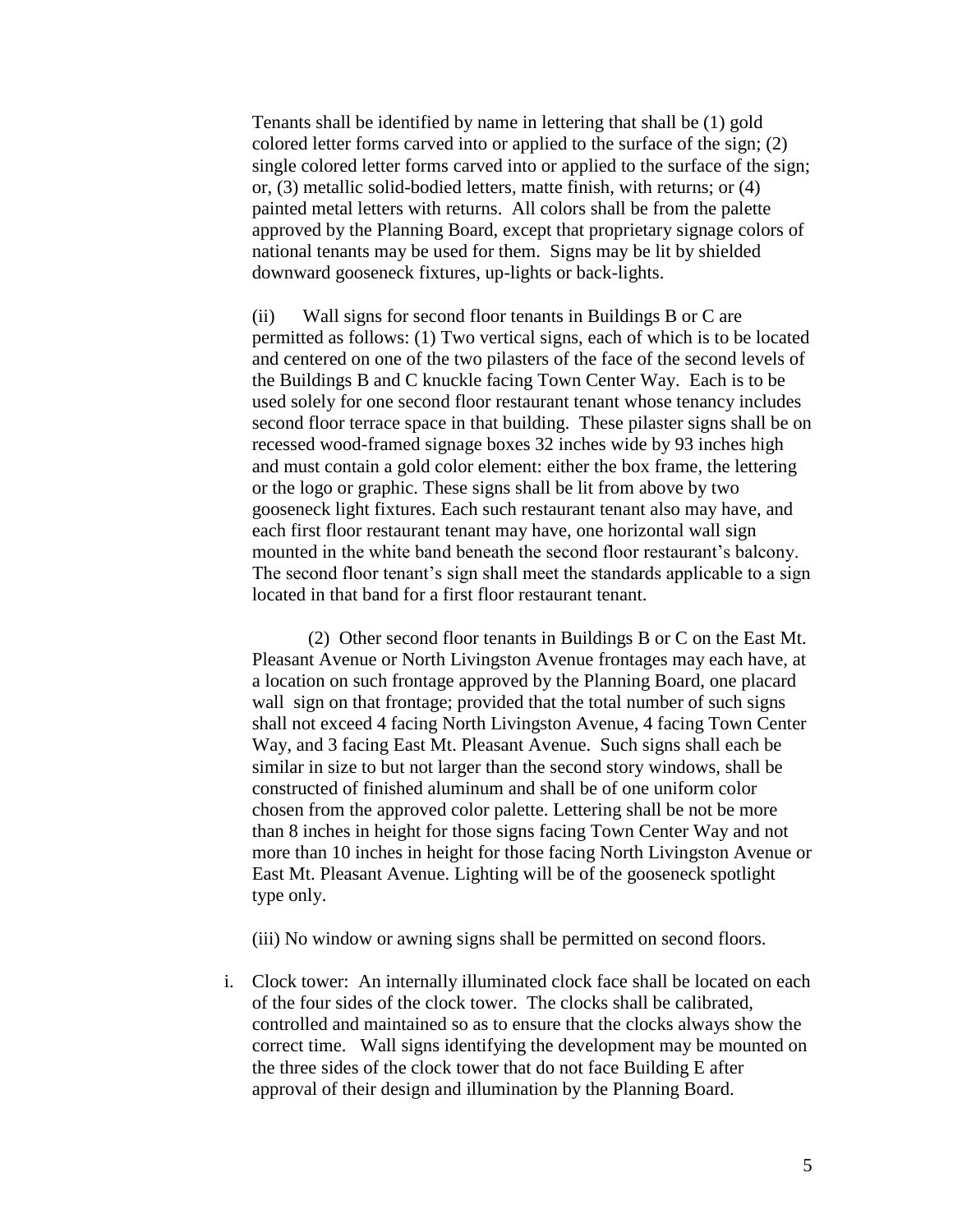Tenants shall be identified by name in lettering that shall be (1) gold colored letter forms carved into or applied to the surface of the sign; (2) single colored letter forms carved into or applied to the surface of the sign; or, (3) metallic solid-bodied letters, matte finish, with returns; or (4) painted metal letters with returns. All colors shall be from the palette approved by the Planning Board, except that proprietary signage colors of national tenants may be used for them. Signs may be lit by shielded downward gooseneck fixtures, up-lights or back-lights.

(ii) Wall signs for second floor tenants in Buildings B or C are permitted as follows: (1) Two vertical signs, each of which is to be located and centered on one of the two pilasters of the face of the second levels of the Buildings B and C knuckle facing Town Center Way. Each is to be used solely for one second floor restaurant tenant whose tenancy includes second floor terrace space in that building. These pilaster signs shall be on recessed wood-framed signage boxes 32 inches wide by 93 inches high and must contain a gold color element: either the box frame, the lettering or the logo or graphic. These signs shall be lit from above by two gooseneck light fixtures. Each such restaurant tenant also may have, and each first floor restaurant tenant may have, one horizontal wall sign mounted in the white band beneath the second floor restaurant's balcony. The second floor tenant's sign shall meet the standards applicable to a sign located in that band for a first floor restaurant tenant.

(2) Other second floor tenants in Buildings B or C on the East Mt. Pleasant Avenue or North Livingston Avenue frontages may each have, at a location on such frontage approved by the Planning Board, one placard wall sign on that frontage; provided that the total number of such signs shall not exceed 4 facing North Livingston Avenue, 4 facing Town Center Way, and 3 facing East Mt. Pleasant Avenue. Such signs shall each be similar in size to but not larger than the second story windows, shall be constructed of finished aluminum and shall be of one uniform color chosen from the approved color palette. Lettering shall be not be more than 8 inches in height for those signs facing Town Center Way and not more than 10 inches in height for those facing North Livingston Avenue or East Mt. Pleasant Avenue. Lighting will be of the gooseneck spotlight type only.

(iii) No window or awning signs shall be permitted on second floors.

i. Clock tower: An internally illuminated clock face shall be located on each of the four sides of the clock tower. The clocks shall be calibrated, controlled and maintained so as to ensure that the clocks always show the correct time. Wall signs identifying the development may be mounted on the three sides of the clock tower that do not face Building E after approval of their design and illumination by the Planning Board.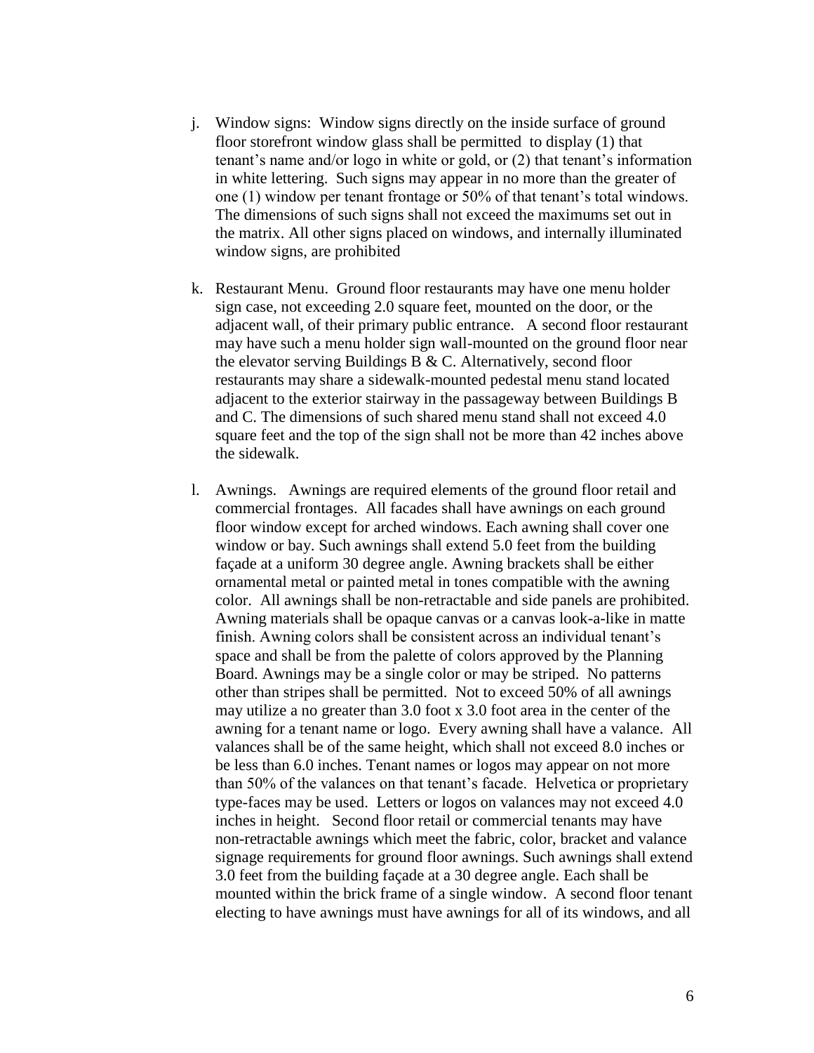j. Window signs: Window signs directly on the inside surface of ground floor storefront window glass shall be permitted to display (1) that tenant's name and/or logo in white or gold, or (2) that tenant's information in white lettering. Such signs may appear in no more than the greater of one (1) window per tenant frontage or 50% of that tenant's total windows. The dimensions of such signs shall not exceed the maximums set out in the matrix. All other signs placed on windows, and internally illuminated window signs, are prohibited

k. Restaurant Menu. Ground floor restaurants may have one menu holder sign case, not exceeding 2.0 square feet, mounted on the door, or the adjacent wall, of their primary public entrance. A second floor restaurant may have such a menu holder sign wall-mounted on the ground floor near the elevator serving Buildings B & C. Alternatively, second floor restaurants may share a sidewalk-mounted pedestal menu stand located adjacent to the exterior stairway in the passageway between Buildings B and C. The dimensions of such shared menu stand shall not exceed 4.0 square feet and the top of the sign shall not be more than 42 inches above the sidewalk.

l. Awnings. Awnings are required elements of the ground floor retail and commercial frontages. All facades shall have awnings on each ground floor window except for arched windows. Each awning shall cover one window or bay. Such awnings shall extend 5.0 feet from the building façade at a uniform 30 degree angle. Awning brackets shall be either ornamental metal or painted metal in tones compatible with the awning color. All awnings shall be non-retractable and side panels are prohibited. Awning materials shall be opaque canvas or a canvas look-a-like in matte finish. Awning colors shall be consistent across an individual tenant's space and shall be from the palette of colors approved by the Planning Board. Awnings may be a single color or may be striped. No patterns other than stripes shall be permitted. Not to exceed 50% of all awnings may utilize a no greater than 3.0 foot x 3.0 foot area in the center of the awning for a tenant name or logo. Every awning shall have a valance. All valances shall be of the same height, which shall not exceed 8.0 inches or be less than 6.0 inches. Tenant names or logos may appear on not more than 50% of the valances on that tenant's facade. Helvetica or proprietary type-faces may be used. Letters or logos on valances may not exceed 4.0 inches in height. Second floor retail or commercial tenants may have non-retractable awnings which meet the fabric, color, bracket and valance signage requirements for ground floor awnings. Such awnings shall extend 3.0 feet from the building façade at a 30 degree angle. Each shall be mounted within the brick frame of a single window. A second floor tenant electing to have awnings must have awnings for all of its windows, and all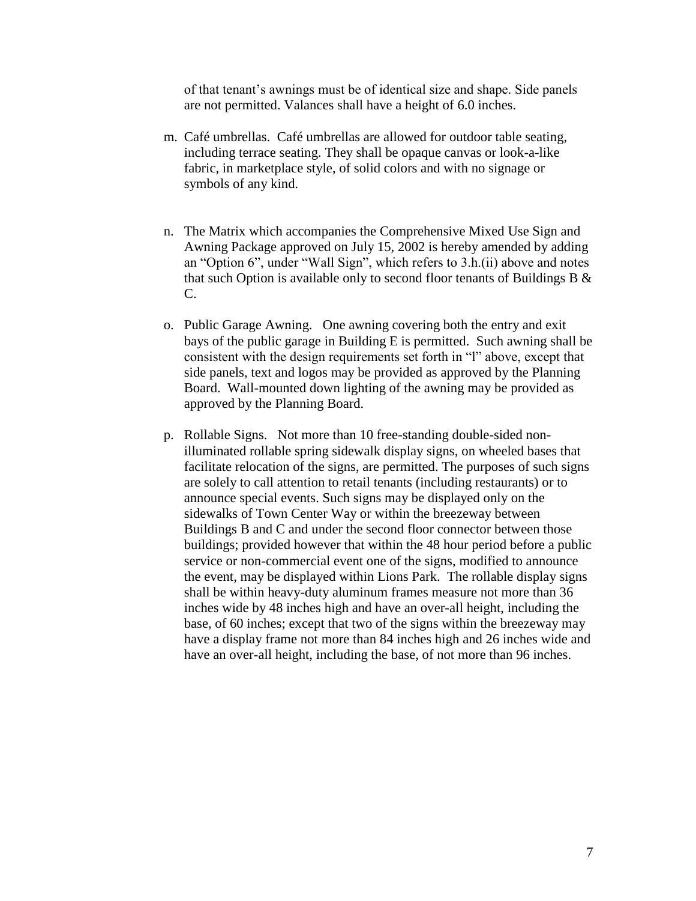of that tenant's awnings must be of identical size and shape. Side panels are not permitted. Valances shall have a height of 6.0 inches.

m. Café umbrellas. Café umbrellas are allowed for outdoor table seating, including terrace seating. They shall be opaque canvas or look-a-like fabric, in marketplace style, of solid colors and with no signage or symbols of any kind.

n. The Matrix which accompanies the Comprehensive Mixed Use Sign and Awning Package approved on July 15, 2002 is hereby amended by adding an "Option 6", under "Wall Sign", which refers to 3.h.(ii) above and notes that such Option is available only to second floor tenants of Buildings B & C.

o. Public Garage Awning. One awning covering both the entry and exit bays of the public garage in Building E is permitted. Such awning shall be consistent with the design requirements set forth in "l" above, except that side panels, text and logos may be provided as approved by the Planning Board. Wall-mounted down lighting of the awning may be provided as approved by the Planning Board.

p. Rollable Signs. Not more than 10 free-standing double-sided non-illuminated rollable spring sidewalk display signs, on wheeled bases that facilitate relocation of the signs, are permitted. The purposes of such signs are solely to call attention to retail tenants (including restaurants) or to announce special events. Such signs may be displayed only on the sidewalks of Town Center Way or within the breezeway between Buildings B and C and under the second floor connector between those buildings; provided however that within the 48 hour period before a public service or non-commercial event one of the signs, modified to announce the event, may be displayed within Lions Park. The rollable display signs shall be within heavy-duty aluminum frames measure not more than 36 inches wide by 48 inches high and have an over-all height, including the base, of 60 inches; except that two of the signs within the breezeway may have a display frame not more than 84 inches high and 26 inches wide and have an over-all height, including the base, of not more than 96 inches.